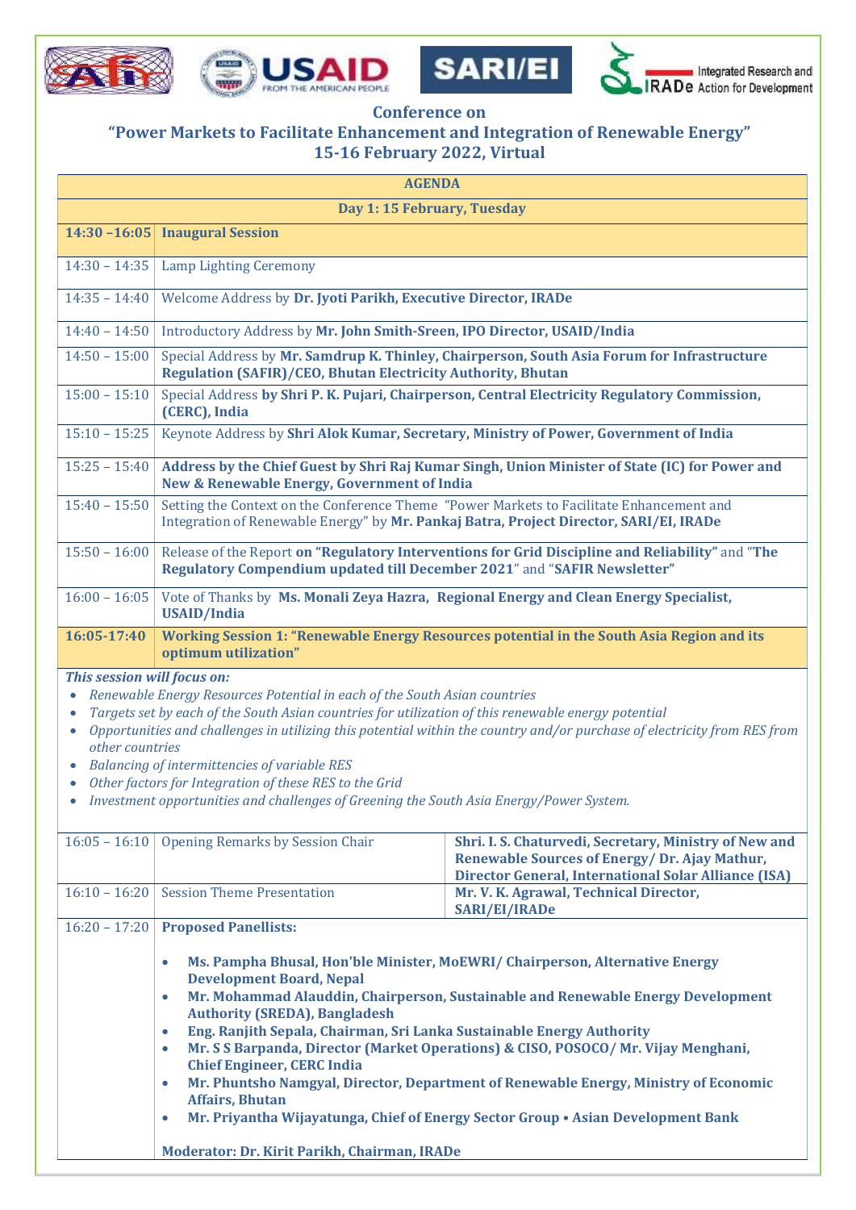# Conference on

## "Power Markets to Facilitate Enhancement and Integration of Renewable Energy"

## 15-16 February 2022, Virtual

| **AGENDA** | |
|---|---|
| **Day 1: 15 February, Tuesday** | |
| **14:30 –16:05** | **Inaugural Session** |
| 14:30 – 14:35 | Lamp Lighting Ceremony |
| 14:35 – 14:40 | Welcome Address by **Dr. Jyoti Parikh, Executive Director, IRADe** |
| 14:40 – 14:50 | Introductory Address by **Mr. John Smith-Sreen, IPO Director, USAID/India** |
| 14:50 – 15:00 | Special Address by **Mr. Samdrup K. Thinley, Chairperson, South Asia Forum for Infrastructure Regulation (SAFIR)/CEO, Bhutan Electricity Authority, Bhutan** |
| 15:00 – 15:10 | Special Address **by Shri P. K. Pujari, Chairperson, Central Electricity Regulatory Commission, (CERC), India** |
| 15:10 – 15:25 | Keynote Address by **Shri Alok Kumar, Secretary, Ministry of Power, Government of India** |
| 15:25 – 15:40 | **Address by the Chief Guest by Shri Raj Kumar Singh, Union Minister of State (IC) for Power and New & Renewable Energy, Government of India** |
| 15:40 – 15:50 | Setting the Context on the Conference Theme "Power Markets to Facilitate Enhancement and Integration of Renewable Energy" by **Mr. Pankaj Batra, Project Director, SARI/EI, IRADe** |
| 15:50 – 16:00 | Release of the Report **on "Regulatory Interventions for Grid Discipline and Reliability"** and "**The Regulatory Compendium updated till December 2021**" and "**SAFIR Newsletter"** |
| 16:00 – 16:05 | Vote of Thanks by **Ms. Monali Zeya Hazra, Regional Energy and Clean Energy Specialist, USAID/India** |
| **16:05-17:40** | **Working Session 1: "Renewable Energy Resources potential in the South Asia Region and its optimum utilization"** |

***This session will focus on:***

- *Renewable Energy Resources Potential in each of the South Asian countries*
- *Targets set by each of the South Asian countries for utilization of this renewable energy potential*
- *Opportunities and challenges in utilizing this potential within the country and/or purchase of electricity from RES from other countries*
- *Balancing of intermittencies of variable RES*
- *Other factors for Integration of these RES to the Grid*
- *Investment opportunities and challenges of Greening the South Asia Energy/Power System.*

| | | |
|---|---|---|
| 16:05 – 16:10 | Opening Remarks by Session Chair | **Shri. I. S. Chaturvedi, Secretary, Ministry of New and Renewable Sources of Energy/ Dr. Ajay Mathur, Director General, International Solar Alliance (ISA)** |
| 16:10 – 16:20 | Session Theme Presentation | **Mr. V. K. Agrawal, Technical Director, SARI/EI/IRADe** |
| 16:20 – 17:20 | **Proposed Panellists:**<br>• **Ms. Pampha Bhusal, Hon'ble Minister, MoEWRI/ Chairperson, Alternative Energy Development Board, Nepal**<br>• **Mr. Mohammad Alauddin, Chairperson, Sustainable and Renewable Energy Development Authority (SREDA), Bangladesh**<br>• **Eng. Ranjith Sepala, Chairman, Sri Lanka Sustainable Energy Authority**<br>• **Mr. S S Barpanda, Director (Market Operations) & CISO, POSOCO/ Mr. Vijay Menghani, Chief Engineer, CERC India**<br>• **Mr. Phuntsho Namgyal, Director, Department of Renewable Energy, Ministry of Economic Affairs, Bhutan**<br>• **Mr. Priyantha Wijayatunga, Chief of Energy Sector Group • Asian Development Bank**<br><br>**Moderator: Dr. Kirit Parikh, Chairman, IRADe** | |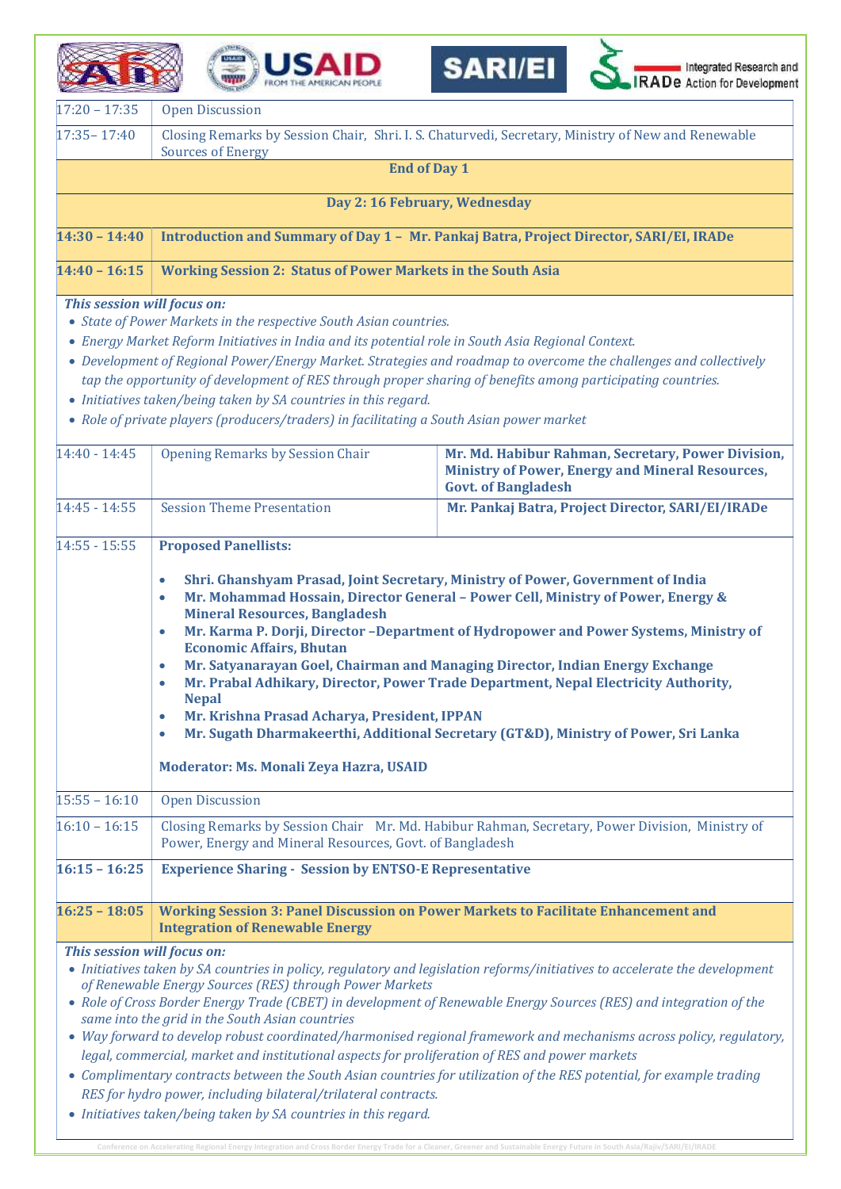| | | |
|---|---|---|
| 17:20 – 17:35 | Open Discussion | |
| 17:35– 17:40 | Closing Remarks by Session Chair, Shri. I. S. Chaturvedi, Secretary, Ministry of New and Renewable Sources of Energy | |
| **End of Day 1** | | |
| **Day 2: 16 February, Wednesday** | | |
| **14:30 – 14:40** | **Introduction and Summary of Day 1 – Mr. Pankaj Batra, Project Director, SARI/EI, IRADe** | |
| **14:40 – 16:15** | **Working Session 2: Status of Power Markets in the South Asia** | |

***This session will focus on:***

- *State of Power Markets in the respective South Asian countries.*
- *Energy Market Reform Initiatives in India and its potential role in South Asia Regional Context.*
- *Development of Regional Power/Energy Market. Strategies and roadmap to overcome the challenges and collectively tap the opportunity of development of RES through proper sharing of benefits among participating countries.*
- *Initiatives taken/being taken by SA countries in this regard.*
- *Role of private players (producers/traders) in facilitating a South Asian power market*

| | | |
|---|---|---|
| 14:40 - 14:45 | Opening Remarks by Session Chair | **Mr. Md. Habibur Rahman, Secretary, Power Division, Ministry of Power, Energy and Mineral Resources, Govt. of Bangladesh** |
| 14:45 - 14:55 | Session Theme Presentation | **Mr. Pankaj Batra, Project Director, SARI/EI/IRADe** |
| 14:55 - 15:55 | **Proposed Panellists:** <br> • **Shri. Ghanshyam Prasad, Joint Secretary, Ministry of Power, Government of India** <br> • **Mr. Mohammad Hossain, Director General – Power Cell, Ministry of Power, Energy & Mineral Resources, Bangladesh** <br> • **Mr. Karma P. Dorji, Director –Department of Hydropower and Power Systems, Ministry of Economic Affairs, Bhutan** <br> • **Mr. Satyanarayan Goel, Chairman and Managing Director, Indian Energy Exchange** <br> • **Mr. Prabal Adhikary, Director, Power Trade Department, Nepal Electricity Authority, Nepal** <br> • **Mr. Krishna Prasad Acharya, President, IPPAN** <br> • **Mr. Sugath Dharmakeerthi, Additional Secretary (GT&D), Ministry of Power, Sri Lanka** <br><br> **Moderator: Ms. Monali Zeya Hazra, USAID** | |
| 15:55 – 16:10 | Open Discussion | |
| 16:10 – 16:15 | Closing Remarks by Session Chair Mr. Md. Habibur Rahman, Secretary, Power Division, Ministry of Power, Energy and Mineral Resources, Govt. of Bangladesh | |
| **16:15 – 16:25** | **Experience Sharing - Session by ENTSO-E Representative** | |
| **16:25 – 18:05** | **Working Session 3: Panel Discussion on Power Markets to Facilitate Enhancement and Integration of Renewable Energy** | |

***This session will focus on:***

- *Initiatives taken by SA countries in policy, regulatory and legislation reforms/initiatives to accelerate the development of Renewable Energy Sources (RES) through Power Markets*
- *Role of Cross Border Energy Trade (CBET) in development of Renewable Energy Sources (RES) and integration of the same into the grid in the South Asian countries*
- *Way forward to develop robust coordinated/harmonised regional framework and mechanisms across policy, regulatory, legal, commercial, market and institutional aspects for proliferation of RES and power markets*
- *Complimentary contracts between the South Asian countries for utilization of the RES potential, for example trading RES for hydro power, including bilateral/trilateral contracts.*
- *Initiatives taken/being taken by SA countries in this regard.*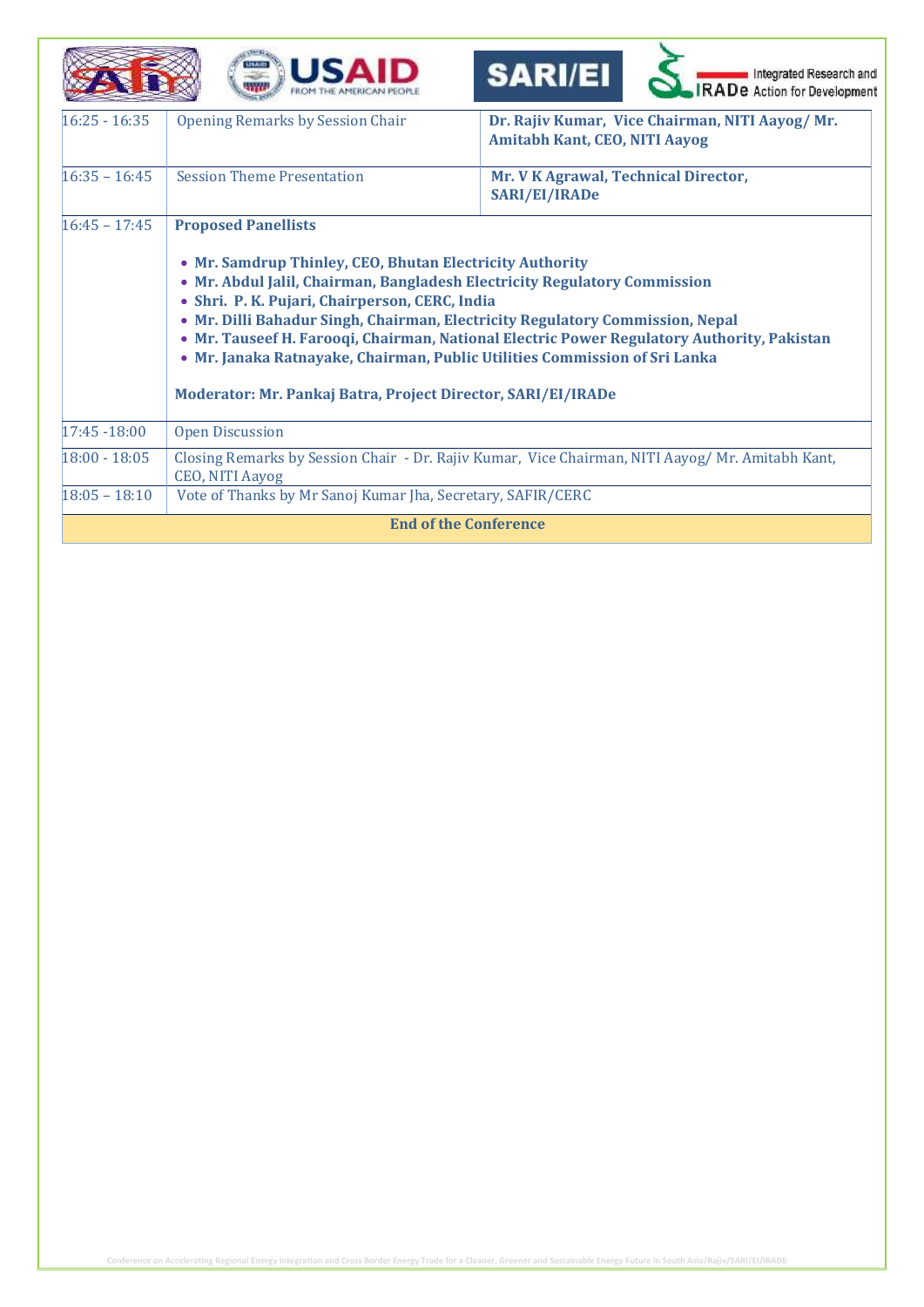| | | |
|---|---|---|
| 16:25 - 16:35 | Opening Remarks by Session Chair | **Dr. Rajiv Kumar, Vice Chairman, NITI Aayog/ Mr. Amitabh Kant, CEO, NITI Aayog** |
| 16:35 – 16:45 | Session Theme Presentation | **Mr. V K Agrawal, Technical Director, SARI/EI/IRADe** |
| 16:45 – 17:45 | **Proposed Panellists**<br><br>• **Mr. Samdrup Thinley, CEO, Bhutan Electricity Authority**<br>• **Mr. Abdul Jalil, Chairman, Bangladesh Electricity Regulatory Commission**<br>• **Shri. P. K. Pujari, Chairperson, CERC, India**<br>• **Mr. Dilli Bahadur Singh, Chairman, Electricity Regulatory Commission, Nepal**<br>• **Mr. Tauseef H. Farooqi, Chairman, National Electric Power Regulatory Authority, Pakistan**<br>• **Mr. Janaka Ratnayake, Chairman, Public Utilities Commission of Sri Lanka**<br><br>**Moderator: Mr. Pankaj Batra, Project Director, SARI/EI/IRADe** | |
| 17:45 -18:00 | Open Discussion | |
| 18:00 - 18:05 | Closing Remarks by Session Chair - Dr. Rajiv Kumar, Vice Chairman, NITI Aayog/ Mr. Amitabh Kant, CEO, NITI Aayog | |
| 18:05 – 18:10 | Vote of Thanks by Mr Sanoj Kumar Jha, Secretary, SAFIR/CERC | |
| **End of the Conference** | | |